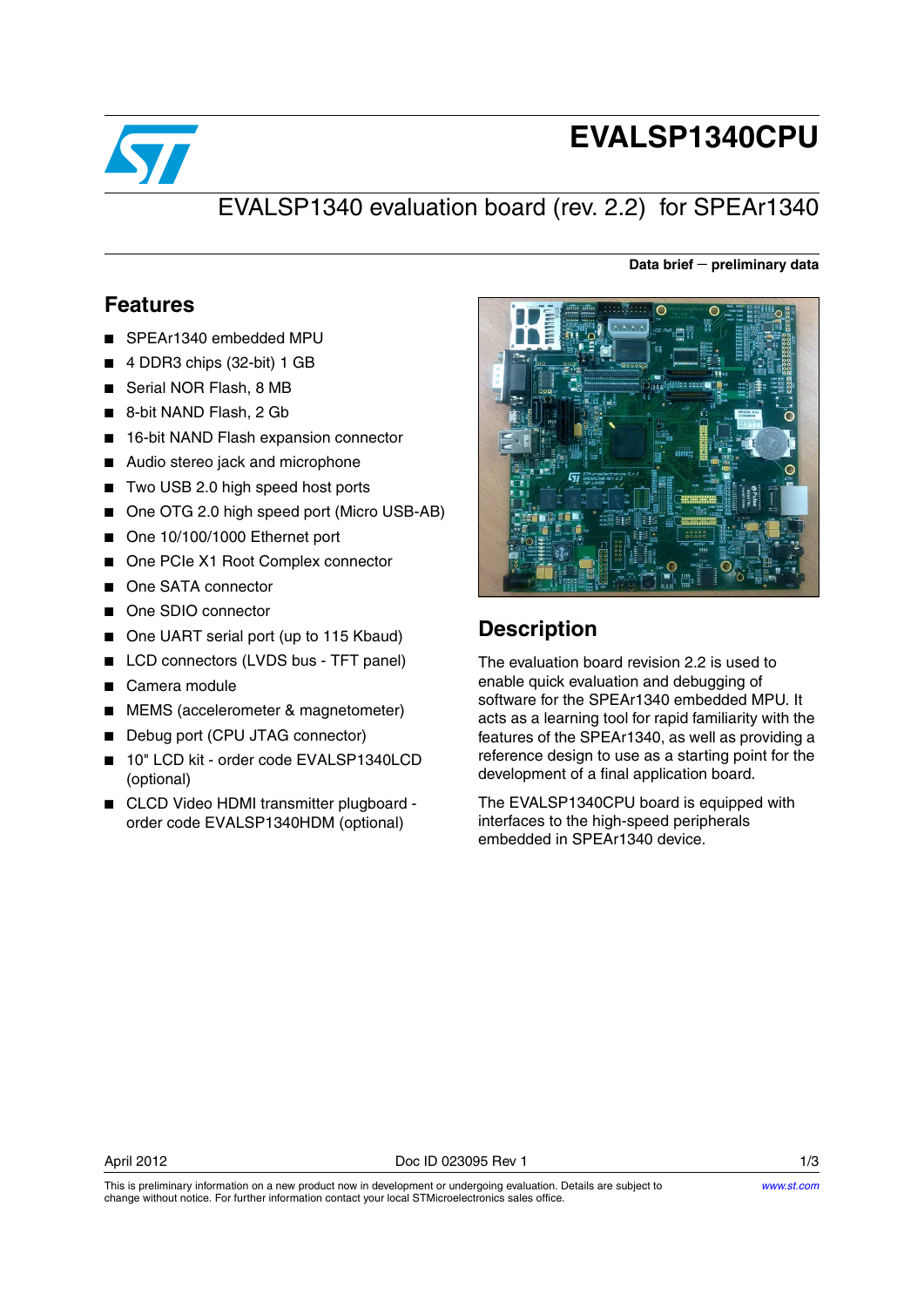# EVALSP1340CPU

## EVALSP1340 evaluation board (rev. 2.2) for SPEAr1340

**Data brief — preliminary data**

## Features

- SPEAr1340 embedded MPU
- 4 DDR3 chips (32-bit) 1 GB
- Serial NOR Flash, 8 MB
- 8-bit NAND Flash, 2 Gb
- 16-bit NAND Flash expansion connector
- Audio stereo jack and microphone
- Two USB 2.0 high speed host ports
- One OTG 2.0 high speed port (Micro USB-AB)
- One 10/100/1000 Ethernet port
- One PCIe X1 Root Complex connector
- One SATA connector
- One SDIO connector
- One UART serial port (up to 115 Kbaud)
- LCD connectors (LVDS bus - TFT panel)
- Camera module
- MEMS (accelerometer & magnetometer)
- Debug port (CPU JTAG connector)
- 10" LCD kit - order code EVALSP1340LCD (optional)
- CLCD Video HDMI transmitter plugboard - order code EVALSP1340HDM (optional)

## Description

The evaluation board revision 2.2 is used to enable quick evaluation and debugging of software for the SPEAr1340 embedded MPU. It acts as a learning tool for rapid familiarity with the features of the SPEAr1340, as well as providing a reference design to use as a starting point for the development of a final application board.

The EVALSP1340CPU board is equipped with interfaces to the high-speed peripherals embedded in SPEAr1340 device.

April 2012 Doc ID 023095 Rev 1

This is preliminary information on a new product now in development or undergoing evaluation. Details are subject to change without notice. For further information contact your local STMicroelectronics sales office.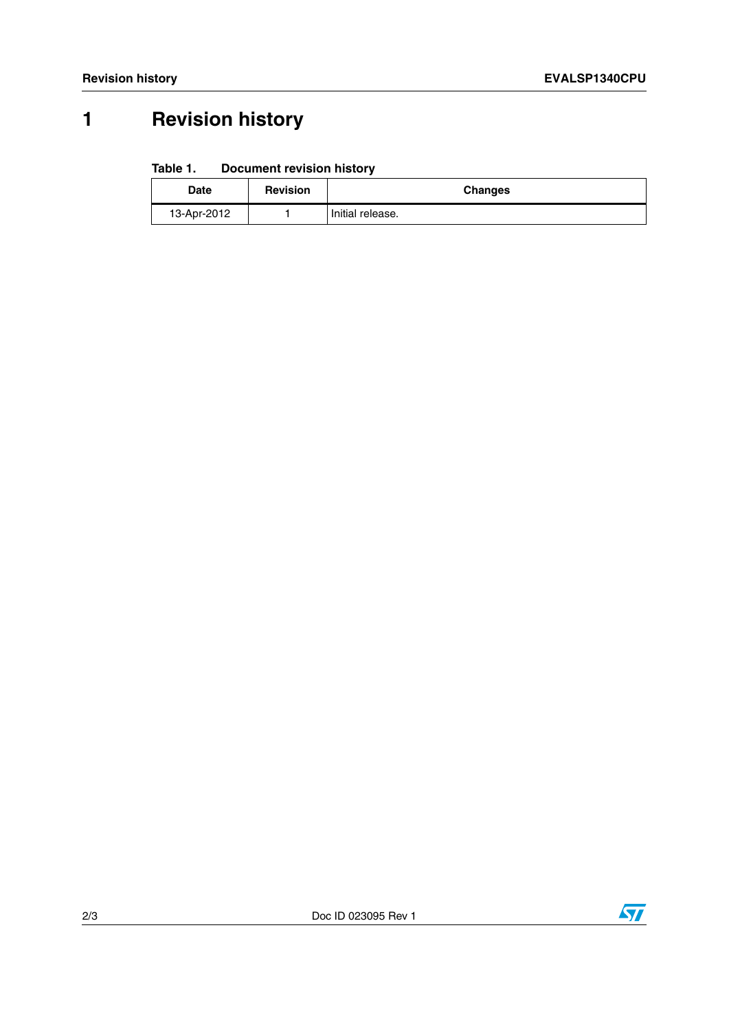# 1 Revision history

**Table 1. Document revision history**

| Date | Revision | Changes |
|---|---|---|
| 13-Apr-2012 | 1 | Initial release. |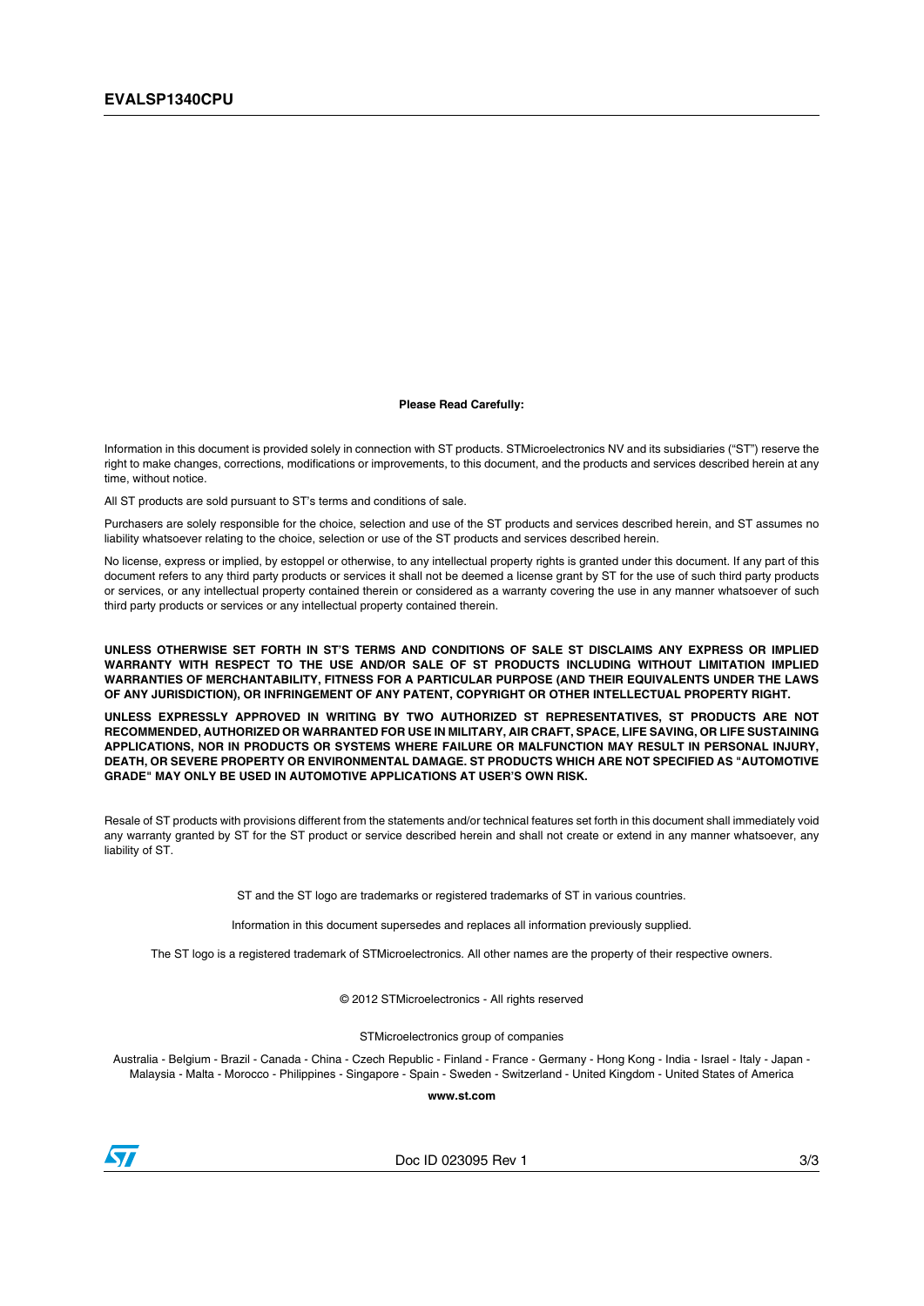**Please Read Carefully:**

Information in this document is provided solely in connection with ST products. STMicroelectronics NV and its subsidiaries ("ST") reserve the right to make changes, corrections, modifications or improvements, to this document, and the products and services described herein at any time, without notice.

All ST products are sold pursuant to ST's terms and conditions of sale.

Purchasers are solely responsible for the choice, selection and use of the ST products and services described herein, and ST assumes no liability whatsoever relating to the choice, selection or use of the ST products and services described herein.

No license, express or implied, by estoppel or otherwise, to any intellectual property rights is granted under this document. If any part of this document refers to any third party products or services it shall not be deemed a license grant by ST for the use of such third party products or services, or any intellectual property contained therein or considered as a warranty covering the use in any manner whatsoever of such third party products or services or any intellectual property contained therein.

**UNLESS OTHERWISE SET FORTH IN ST'S TERMS AND CONDITIONS OF SALE ST DISCLAIMS ANY EXPRESS OR IMPLIED WARRANTY WITH RESPECT TO THE USE AND/OR SALE OF ST PRODUCTS INCLUDING WITHOUT LIMITATION IMPLIED WARRANTIES OF MERCHANTABILITY, FITNESS FOR A PARTICULAR PURPOSE (AND THEIR EQUIVALENTS UNDER THE LAWS OF ANY JURISDICTION), OR INFRINGEMENT OF ANY PATENT, COPYRIGHT OR OTHER INTELLECTUAL PROPERTY RIGHT.**

**UNLESS EXPRESSLY APPROVED IN WRITING BY TWO AUTHORIZED ST REPRESENTATIVES, ST PRODUCTS ARE NOT RECOMMENDED, AUTHORIZED OR WARRANTED FOR USE IN MILITARY, AIR CRAFT, SPACE, LIFE SAVING, OR LIFE SUSTAINING APPLICATIONS, NOR IN PRODUCTS OR SYSTEMS WHERE FAILURE OR MALFUNCTION MAY RESULT IN PERSONAL INJURY, DEATH, OR SEVERE PROPERTY OR ENVIRONMENTAL DAMAGE. ST PRODUCTS WHICH ARE NOT SPECIFIED AS "AUTOMOTIVE GRADE" MAY ONLY BE USED IN AUTOMOTIVE APPLICATIONS AT USER'S OWN RISK.**

Resale of ST products with provisions different from the statements and/or technical features set forth in this document shall immediately void any warranty granted by ST for the ST product or service described herein and shall not create or extend in any manner whatsoever, any liability of ST.

ST and the ST logo are trademarks or registered trademarks of ST in various countries.

Information in this document supersedes and replaces all information previously supplied.

The ST logo is a registered trademark of STMicroelectronics. All other names are the property of their respective owners.

© 2012 STMicroelectronics - All rights reserved

STMicroelectronics group of companies

Australia - Belgium - Brazil - Canada - China - Czech Republic - Finland - France - Germany - Hong Kong - India - Israel - Italy - Japan - Malaysia - Malta - Morocco - Philippines - Singapore - Spain - Sweden - Switzerland - United Kingdom - United States of America

**www.st.com**